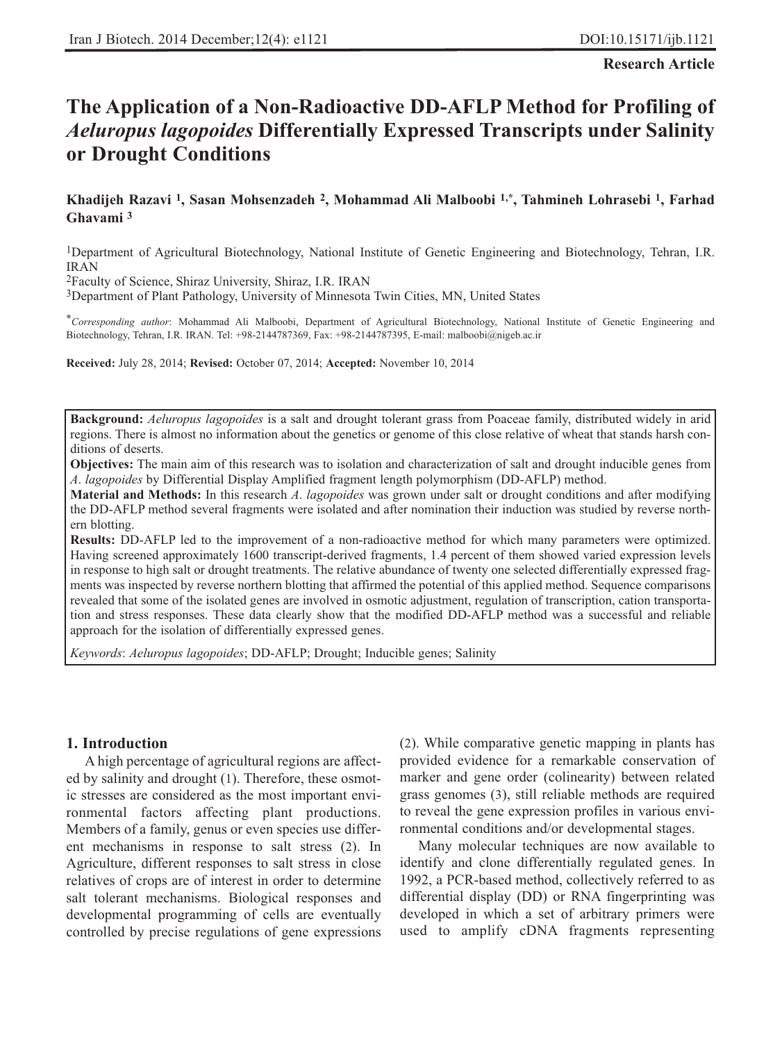**Research Article**

# The Application of a Non-Radioactive DD-AFLP Method for Profiling of *Aeluropus lagopoides* Differentially Expressed Transcripts under Salinity or Drought Conditions

**Khadijeh Razavi [1], Sasan Mohsenzadeh [2], Mohammad Ali Malboobi [1,*], Tahmineh Lohrasebi [1], Farhad Ghavami [3]**

[1]Department of Agricultural Biotechnology, National Institute of Genetic Engineering and Biotechnology, Tehran, I.R. IRAN

[2]Faculty of Science, Shiraz University, Shiraz, I.R. IRAN

[3]Department of Plant Pathology, University of Minnesota Twin Cities, MN, United States

[*]*Corresponding author*: Mohammad Ali Malboobi, Department of Agricultural Biotechnology, National Institute of Genetic Engineering and Biotechnology, Tehran, I.R. IRAN. Tel: +98-2144787369, Fax: +98-2144787395, E-mail: malboobi@nigeb.ac.ir

**Received:** July 28, 2014; **Revised:** October 07, 2014; **Accepted:** November 10, 2014

**Background:** *Aeluropus lagopoides* is a salt and drought tolerant grass from Poaceae family, distributed widely in arid regions. There is almost no information about the genetics or genome of this close relative of wheat that stands harsh conditions of deserts.

**Objectives:** The main aim of this research was to isolation and characterization of salt and drought inducible genes from *A. lagopoides* by Differential Display Amplified fragment length polymorphism (DD-AFLP) method.

**Material and Methods:** In this research *A. lagopoides* was grown under salt or drought conditions and after modifying the DD-AFLP method several fragments were isolated and after nomination their induction was studied by reverse northern blotting.

**Results:** DD-AFLP led to the improvement of a non-radioactive method for which many parameters were optimized. Having screened approximately 1600 transcript-derived fragments, 1.4 percent of them showed varied expression levels in response to high salt or drought treatments. The relative abundance of twenty one selected differentially expressed fragments was inspected by reverse northern blotting that affirmed the potential of this applied method. Sequence comparisons revealed that some of the isolated genes are involved in osmotic adjustment, regulation of transcription, cation transportation and stress responses. These data clearly show that the modified DD-AFLP method was a successful and reliable approach for the isolation of differentially expressed genes.

*Keywords*: *Aeluropus lagopoides*; DD-AFLP; Drought; Inducible genes; Salinity

## 1. Introduction

A high percentage of agricultural regions are affected by salinity and drought (1). Therefore, these osmotic stresses are considered as the most important environmental factors affecting plant productions. Members of a family, genus or even species use different mechanisms in response to salt stress (2). In Agriculture, different responses to salt stress in close relatives of crops are of interest in order to determine salt tolerant mechanisms. Biological responses and developmental programming of cells are eventually controlled by precise regulations of gene expressions (2). While comparative genetic mapping in plants has provided evidence for a remarkable conservation of marker and gene order (colinearity) between related grass genomes (3), still reliable methods are required to reveal the gene expression profiles in various environmental conditions and/or developmental stages.

Many molecular techniques are now available to identify and clone differentially regulated genes. In 1992, a PCR-based method, collectively referred to as differential display (DD) or RNA fingerprinting was developed in which a set of arbitrary primers were used to amplify cDNA fragments representing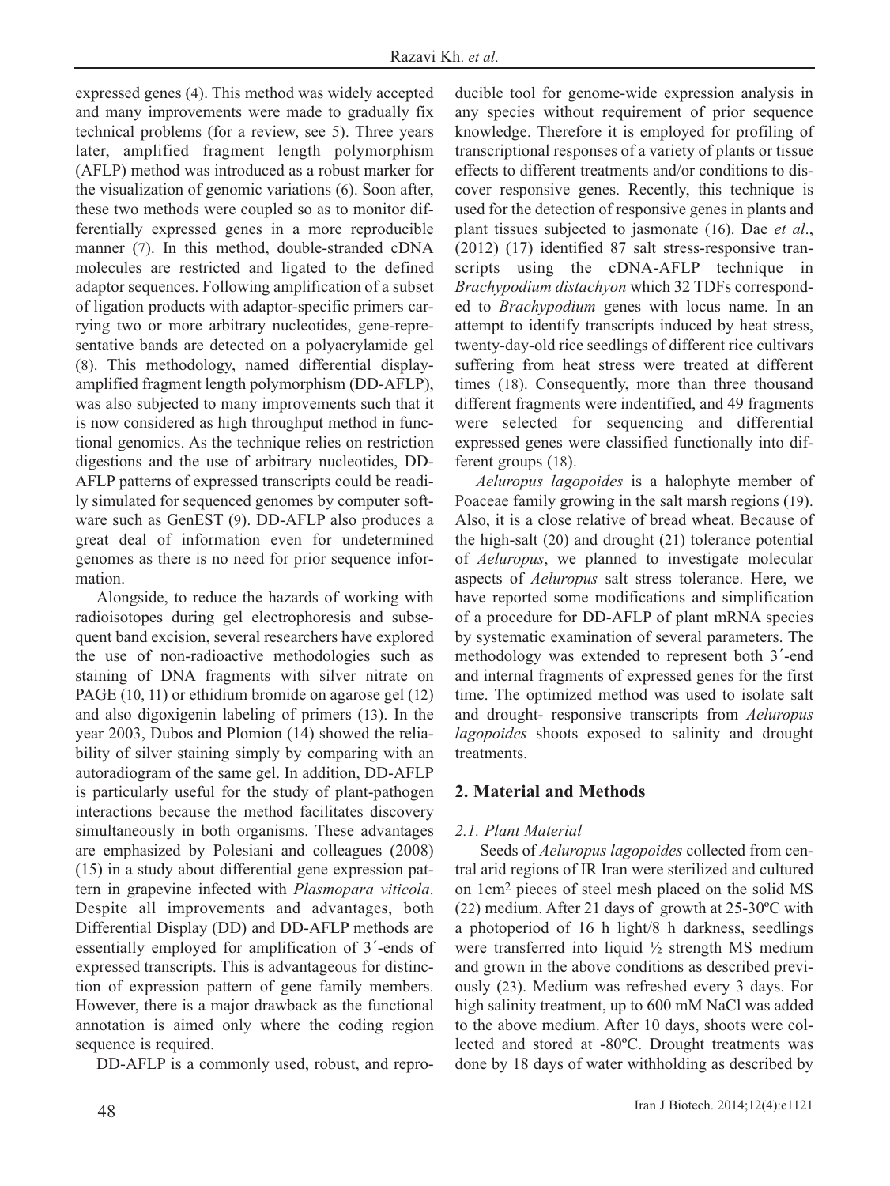expressed genes (4). This method was widely accepted and many improvements were made to gradually fix technical problems (for a review, see 5). Three years later, amplified fragment length polymorphism (AFLP) method was introduced as a robust marker for the visualization of genomic variations (6). Soon after, these two methods were coupled so as to monitor differentially expressed genes in a more reproducible manner (7). In this method, double-stranded cDNA molecules are restricted and ligated to the defined adaptor sequences. Following amplification of a subset of ligation products with adaptor-specific primers carrying two or more arbitrary nucleotides, gene-representative bands are detected on a polyacrylamide gel (8). This methodology, named differential display-amplified fragment length polymorphism (DD-AFLP), was also subjected to many improvements such that it is now considered as high throughput method in functional genomics. As the technique relies on restriction digestions and the use of arbitrary nucleotides, DD-AFLP patterns of expressed transcripts could be readily simulated for sequenced genomes by computer software such as GenEST (9). DD-AFLP also produces a great deal of information even for undetermined genomes as there is no need for prior sequence information.

Alongside, to reduce the hazards of working with radioisotopes during gel electrophoresis and subsequent band excision, several researchers have explored the use of non-radioactive methodologies such as staining of DNA fragments with silver nitrate on PAGE (10, 11) or ethidium bromide on agarose gel (12) and also digoxigenin labeling of primers (13). In the year 2003, Dubos and Plomion (14) showed the reliability of silver staining simply by comparing with an autoradiogram of the same gel. In addition, DD-AFLP is particularly useful for the study of plant-pathogen interactions because the method facilitates discovery simultaneously in both organisms. These advantages are emphasized by Polesiani and colleagues (2008) (15) in a study about differential gene expression pattern in grapevine infected with *Plasmopara viticola*. Despite all improvements and advantages, both Differential Display (DD) and DD-AFLP methods are essentially employed for amplification of 3´-ends of expressed transcripts. This is advantageous for distinction of expression pattern of gene family members. However, there is a major drawback as the functional annotation is aimed only where the coding region sequence is required.

DD-AFLP is a commonly used, robust, and reproducible tool for genome-wide expression analysis in any species without requirement of prior sequence knowledge. Therefore it is employed for profiling of transcriptional responses of a variety of plants or tissue effects to different treatments and/or conditions to discover responsive genes. Recently, this technique is used for the detection of responsive genes in plants and plant tissues subjected to jasmonate (16). Dae *et al*., (2012) (17) identified 87 salt stress-responsive transcripts using the cDNA-AFLP technique in *Brachypodium distachyon* which 32 TDFs corresponded to *Brachypodium* genes with locus name. In an attempt to identify transcripts induced by heat stress, twenty-day-old rice seedlings of different rice cultivars suffering from heat stress were treated at different times (18). Consequently, more than three thousand different fragments were indentified, and 49 fragments were selected for sequencing and differential expressed genes were classified functionally into different groups (18).

*Aeluropus lagopoides* is a halophyte member of Poaceae family growing in the salt marsh regions (19). Also, it is a close relative of bread wheat. Because of the high-salt (20) and drought (21) tolerance potential of *Aeluropus*, we planned to investigate molecular aspects of *Aeluropus* salt stress tolerance. Here, we have reported some modifications and simplification of a procedure for DD-AFLP of plant mRNA species by systematic examination of several parameters. The methodology was extended to represent both 3´-end and internal fragments of expressed genes for the first time. The optimized method was used to isolate salt and drought- responsive transcripts from *Aeluropus lagopoides* shoots exposed to salinity and drought treatments.

## 2. Material and Methods

### *2.1. Plant Material*

Seeds of *Aeluropus lagopoides* collected from central arid regions of IR Iran were sterilized and cultured on 1cm$^2$ pieces of steel mesh placed on the solid MS (22) medium. After 21 days of growth at 25-30ºC with a photoperiod of 16 h light/8 h darkness, seedlings were transferred into liquid ½ strength MS medium and grown in the above conditions as described previously (23). Medium was refreshed every 3 days. For high salinity treatment, up to 600 mM NaCl was added to the above medium. After 10 days, shoots were collected and stored at -80ºC. Drought treatments was done by 18 days of water withholding as described by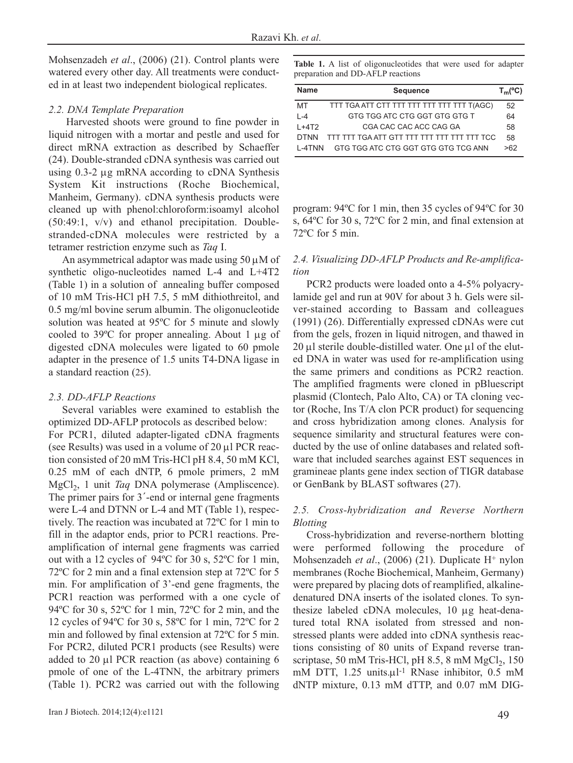Mohsenzadeh *et al*., (2006) (21). Control plants were watered every other day. All treatments were conducted in at least two independent biological replicates.

### 2.2. DNA Template Preparation

Harvested shoots were ground to fine powder in liquid nitrogen with a mortar and pestle and used for direct mRNA extraction as described by Schaeffer (24). Double-stranded cDNA synthesis was carried out using 0.3-2 μg mRNA according to cDNA Synthesis System Kit instructions (Roche Biochemical, Manheim, Germany). cDNA synthesis products were cleaned up with phenol:chloroform:isoamyl alcohol (50:49:1, v/v) and ethanol precipitation. Double-stranded-cDNA molecules were restricted by a tetramer restriction enzyme such as *Taq* I.

An asymmetrical adaptor was made using 50 μM of synthetic oligo-nucleotides named L-4 and L+4T2 (Table 1) in a solution of annealing buffer composed of 10 mM Tris-HCl pH 7.5, 5 mM dithiothreitol, and 0.5 mg/ml bovine serum albumin. The oligonucleotide solution was heated at 95ºC for 5 minute and slowly cooled to 39ºC for proper annealing. About 1 μg of digested cDNA molecules were ligated to 60 pmole adapter in the presence of 1.5 units T4-DNA ligase in a standard reaction (25).

### 2.3. DD-AFLP Reactions

Several variables were examined to establish the optimized DD-AFLP protocols as described below:

For PCR1, diluted adapter-ligated cDNA fragments (see Results) was used in a volume of 20 μl PCR reaction consisted of 20 mM Tris-HCl pH 8.4, 50 mM KCl, 0.25 mM of each dNTP, 6 pmole primers, 2 mM $MgCl_2$, 1 unit *Taq* DNA polymerase (Ampliscence). The primer pairs for 3´-end or internal gene fragments were L-4 and DTNN or L-4 and MT (Table 1), respectively. The reaction was incubated at 72ºC for 1 min to fill in the adaptor ends, prior to PCR1 reactions. Pre-amplification of internal gene fragments was carried out with a 12 cycles of 94ºC for 30 s, 52ºC for 1 min, 72ºC for 2 min and a final extension step at 72ºC for 5 min. For amplification of 3'-end gene fragments, the PCR1 reaction was performed with a one cycle of 94ºC for 30 s, 52ºC for 1 min, 72ºC for 2 min, and the 12 cycles of 94ºC for 30 s, 58ºC for 1 min, 72ºC for 2 min and followed by final extension at 72ºC for 5 min. For PCR2, diluted PCR1 products (see Results) were added to 20 μl PCR reaction (as above) containing 6 pmole of one of the L-4TNN, the arbitrary primers (Table 1). PCR2 was carried out with the following program: 94ºC for 1 min, then 35 cycles of 94ºC for 30 s, 64ºC for 30 s, 72ºC for 2 min, and final extension at 72ºC for 5 min.

**Table 1.** A list of oligonucleotides that were used for adapter preparation and DD-AFLP reactions

| Name | Sequence | $T_m$(ºC) |
|---|---|---|
| MT | TTT TGA ATT CTT TTT TTT TTT TTT TTT T(AGC) | 52 |
| L-4 | GTG TGG ATC CTG GGT GTG GTG T | 64 |
| L+4T2 | CGA CAC CAC ACC CAG GA | 58 |
| DTNN | TTT TTT TGA ATT GTT TTT TTT TTT TTT TTT TCC | 58 |
| L-4TNN | GTG TGG ATC CTG GGT GTG GTG TCG ANN | >62 |

### 2.4. Visualizing DD-AFLP Products and Re-amplification

PCR2 products were loaded onto a 4-5% polyacrylamide gel and run at 90V for about 3 h. Gels were silver-stained according to Bassam and colleagues (1991) (26). Differentially expressed cDNAs were cut from the gels, frozen in liquid nitrogen, and thawed in 20 μl sterile double-distilled water. One μl of the eluted DNA in water was used for re-amplification using the same primers and conditions as PCR2 reaction. The amplified fragments were cloned in pBluescript plasmid (Clontech, Palo Alto, CA) or TA cloning vector (Roche, Ins T/A clon PCR product) for sequencing and cross hybridization among clones. Analysis for sequence similarity and structural features were conducted by the use of online databases and related software that included searches against EST sequences in gramineae plants gene index section of TIGR database or GenBank by BLAST softwares (27).

### 2.5. Cross-hybridization and Reverse Northern Blotting

Cross-hybridization and reverse-northern blotting were performed following the procedure of Mohsenzadeh *et al*., (2006) (21). Duplicate $H^+$ nylon membranes (Roche Biochemical, Manheim, Germany) were prepared by placing dots of reamplified, alkaline-denatured DNA inserts of the isolated clones. To synthesize labeled cDNA molecules, 10 μg heat-denatured total RNA isolated from stressed and non-stressed plants were added into cDNA synthesis reactions consisting of 80 units of Expand reverse transcriptase, 50 mM Tris-HCl, pH 8.5, 8 mM $MgCl_2$, 150 mM DTT, 1.25 units.$\mu l^{-1}$ RNase inhibitor, 0.5 mM dNTP mixture, 0.13 mM dTTP, and 0.07 mM DIG-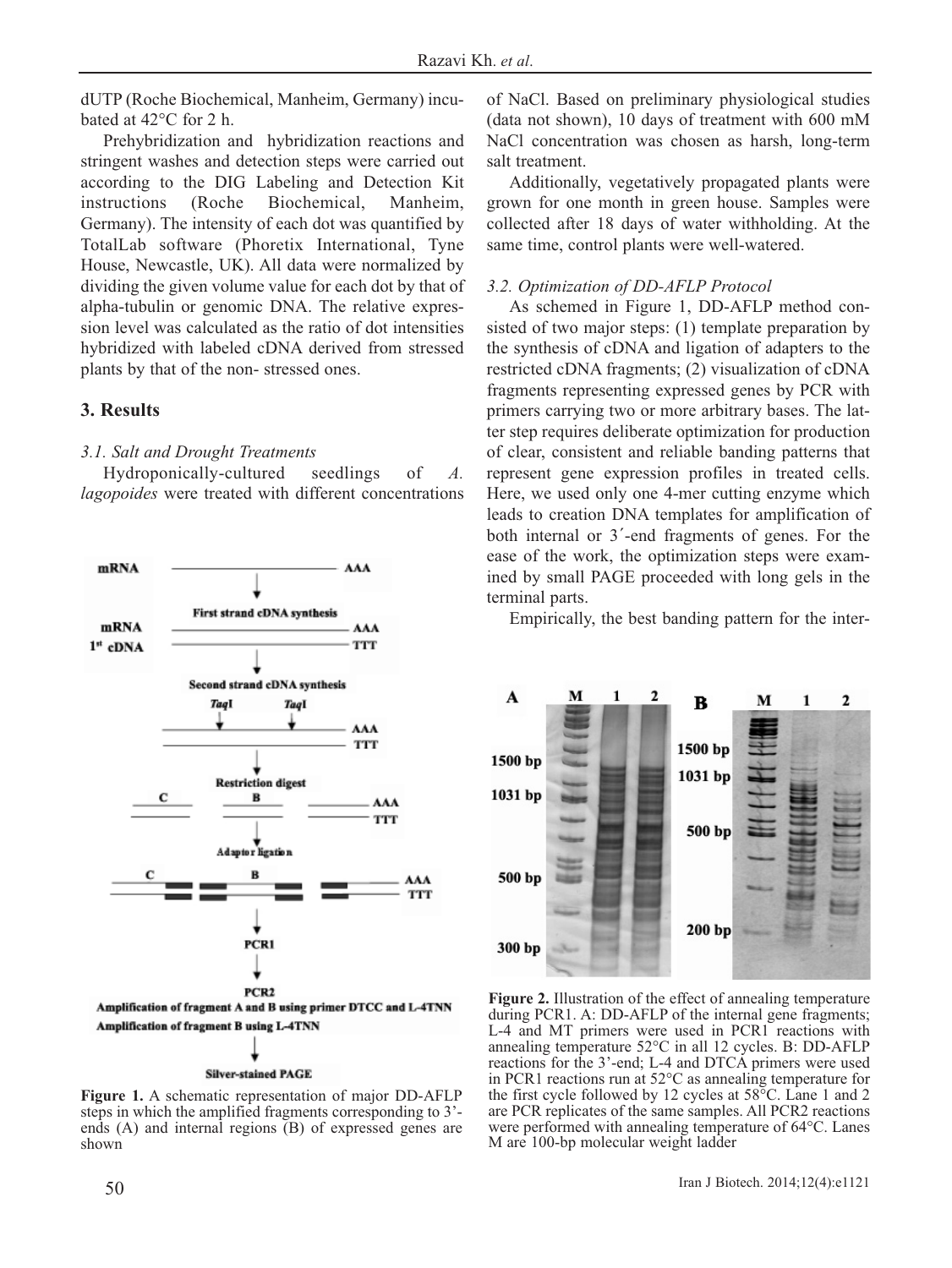dUTP (Roche Biochemical, Manheim, Germany) incubated at 42°C for 2 h.

Prehybridization and hybridization reactions and stringent washes and detection steps were carried out according to the DIG Labeling and Detection Kit instructions (Roche Biochemical, Manheim, Germany). The intensity of each dot was quantified by TotalLab software (Phoretix International, Tyne House, Newcastle, UK). All data were normalized by dividing the given volume value for each dot by that of alpha-tubulin or genomic DNA. The relative expression level was calculated as the ratio of dot intensities hybridized with labeled cDNA derived from stressed plants by that of the non- stressed ones.

## 3. Results

### 3.1. Salt and Drought Treatments

Hydroponically-cultured seedlings of *A. lagopoides* were treated with different concentrations of NaCl. Based on preliminary physiological studies (data not shown), 10 days of treatment with 600 mM NaCl concentration was chosen as harsh, long-term salt treatment.

Additionally, vegetatively propagated plants were grown for one month in green house. Samples were collected after 18 days of water withholding. At the same time, control plants were well-watered.

### 3.2. Optimization of DD-AFLP Protocol

As schemed in Figure 1, DD-AFLP method consisted of two major steps: (1) template preparation by the synthesis of cDNA and ligation of adapters to the restricted cDNA fragments; (2) visualization of cDNA fragments representing expressed genes by PCR with primers carrying two or more arbitrary bases. The latter step requires deliberate optimization for production of clear, consistent and reliable banding patterns that represent gene expression profiles in treated cells. Here, we used only one 4-mer cutting enzyme which leads to creation DNA templates for amplification of both internal or 3´-end fragments of genes. For the ease of the work, the optimization steps were examined by small PAGE proceeded with long gels in the terminal parts.

Empirically, the best banding pattern for the inter-

**Figure 1.** A schematic representation of major DD-AFLP steps in which the amplified fragments corresponding to 3'-ends (A) and internal regions (B) of expressed genes are shown

**Figure 2.** Illustration of the effect of annealing temperature during PCR1. A: DD-AFLP of the internal gene fragments; L-4 and MT primers were used in PCR1 reactions with annealing temperature 52°C in all 12 cycles. B: DD-AFLP reactions for the 3'-end; L-4 and DTCA primers were used in PCR1 reactions run at 52°C as annealing temperature for the first cycle followed by 12 cycles at 58°C. Lane 1 and 2 are PCR replicates of the same samples. All PCR2 reactions were performed with annealing temperature of 64°C. Lanes M are 100-bp molecular weight ladder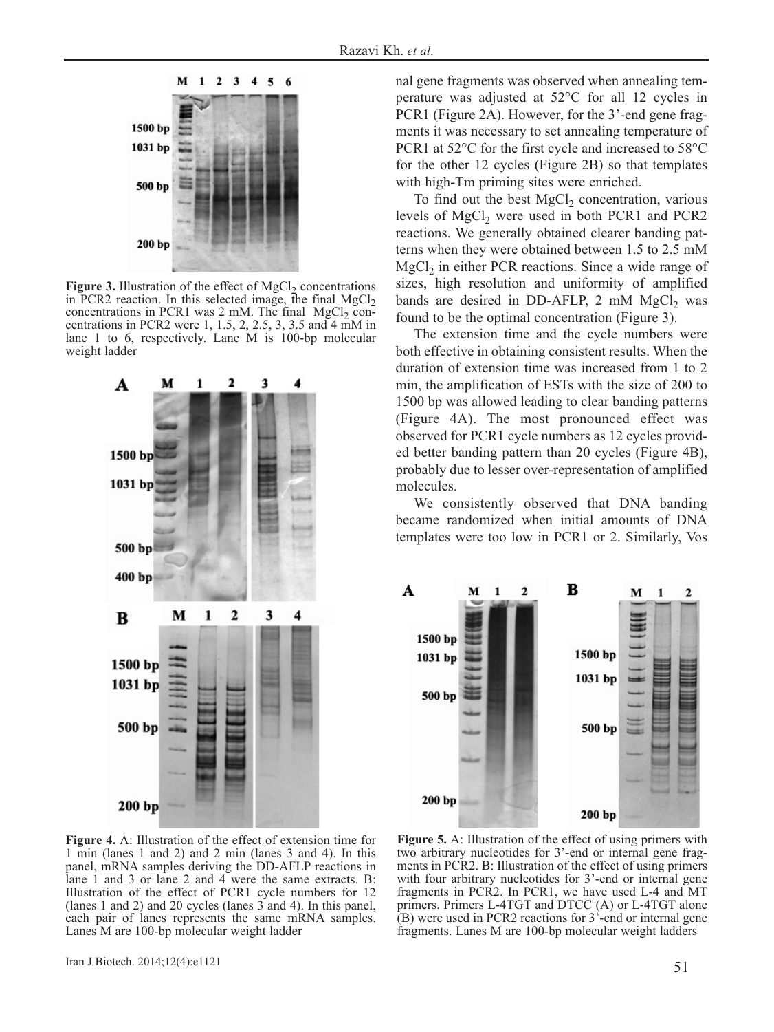**Figure 3.** Illustration of the effect of $MgCl_2$ concentrations in PCR2 reaction. In this selected image, the final $MgCl_2$ concentrations in PCR1 was 2 mM. The final $MgCl_2$ concentrations in PCR2 were 1, 1.5, 2, 2.5, 3, 3.5 and 4 mM in lane 1 to 6, respectively. Lane M is 100-bp molecular weight ladder

**Figure 4.** A: Illustration of the effect of extension time for 1 min (lanes 1 and 2) and 2 min (lanes 3 and 4). In this panel, mRNA samples deriving the DD-AFLP reactions in lane 1 and 3 or lane 2 and 4 were the same extracts. B: Illustration of the effect of PCR1 cycle numbers for 12 (lanes 1 and 2) and 20 cycles (lanes 3 and 4). In this panel, each pair of lanes represents the same mRNA samples. Lanes M are 100-bp molecular weight ladder

nal gene fragments was observed when annealing temperature was adjusted at 52°C for all 12 cycles in PCR1 (Figure 2A). However, for the 3'-end gene fragments it was necessary to set annealing temperature of PCR1 at 52°C for the first cycle and increased to 58°C for the other 12 cycles (Figure 2B) so that templates with high-Tm priming sites were enriched.

To find out the best $MgCl_2$ concentration, various levels of $MgCl_2$ were used in both PCR1 and PCR2 reactions. We generally obtained clearer banding patterns when they were obtained between 1.5 to 2.5 mM $MgCl_2$ in either PCR reactions. Since a wide range of sizes, high resolution and uniformity of amplified bands are desired in DD-AFLP, 2 mM $MgCl_2$ was found to be the optimal concentration (Figure 3).

The extension time and the cycle numbers were both effective in obtaining consistent results. When the duration of extension time was increased from 1 to 2 min, the amplification of ESTs with the size of 200 to 1500 bp was allowed leading to clear banding patterns (Figure 4A). The most pronounced effect was observed for PCR1 cycle numbers as 12 cycles provided better banding pattern than 20 cycles (Figure 4B), probably due to lesser over-representation of amplified molecules.

We consistently observed that DNA banding became randomized when initial amounts of DNA templates were too low in PCR1 or 2. Similarly, Vos

**Figure 5.** A: Illustration of the effect of using primers with two arbitrary nucleotides for 3'-end or internal gene fragments in PCR2. B: Illustration of the effect of using primers with four arbitrary nucleotides for 3'-end or internal gene fragments in PCR2. In PCR1, we have used L-4 and MT primers. Primers L-4TGT and DTCC (A) or L-4TGT alone (B) were used in PCR2 reactions for 3'-end or internal gene fragments. Lanes M are 100-bp molecular weight ladders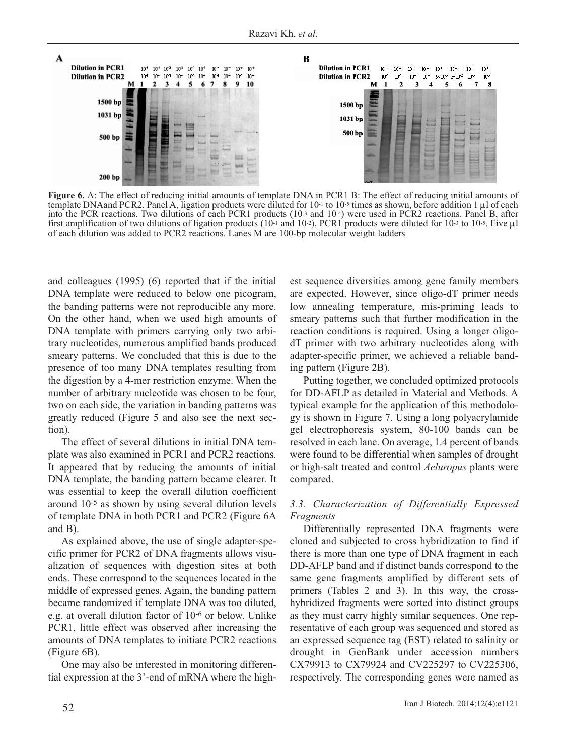**Figure 6.** A: The effect of reducing initial amounts of template DNA in PCR1 B: The effect of reducing initial amounts of template DNAand PCR2. Panel A, ligation products were diluted for $10^{-1}$ to $10^{-5}$ times as shown, before addition 1 μl of each into the PCR reactions. Two dilutions of each PCR1 products ($10^{-3}$ and $10^{-4}$) were used in PCR2 reactions. Panel B, after first amplification of two dilutions of ligation products ($10^{-1}$ and $10^{-2}$), PCR1 products were diluted for $10^{-3}$ to $10^{-5}$. Five μl of each dilution was added to PCR2 reactions. Lanes M are 100-bp molecular weight ladders

and colleagues (1995) (6) reported that if the initial DNA template were reduced to below one picogram, the banding patterns were not reproducible any more. On the other hand, when we used high amounts of DNA template with primers carrying only two arbitrary nucleotides, numerous amplified bands produced smeary patterns. We concluded that this is due to the presence of too many DNA templates resulting from the digestion by a 4-mer restriction enzyme. When the number of arbitrary nucleotide was chosen to be four, two on each side, the variation in banding patterns was greatly reduced (Figure 5 and also see the next section).

The effect of several dilutions in initial DNA template was also examined in PCR1 and PCR2 reactions. It appeared that by reducing the amounts of initial DNA template, the banding pattern became clearer. It was essential to keep the overall dilution coefficient around $10^{-5}$ as shown by using several dilution levels of template DNA in both PCR1 and PCR2 (Figure 6A and B).

As explained above, the use of single adapter-specific primer for PCR2 of DNA fragments allows visualization of sequences with digestion sites at both ends. These correspond to the sequences located in the middle of expressed genes. Again, the banding pattern became randomized if template DNA was too diluted, e.g. at overall dilution factor of $10^{-6}$ or below. Unlike PCR1, little effect was observed after increasing the amounts of DNA templates to initiate PCR2 reactions (Figure 6B).

One may also be interested in monitoring differential expression at the 3'-end of mRNA where the highest sequence diversities among gene family members are expected. However, since oligo-dT primer needs low annealing temperature, mis-priming leads to smeary patterns such that further modification in the reaction conditions is required. Using a longer oligo-dT primer with two arbitrary nucleotides along with adapter-specific primer, we achieved a reliable banding pattern (Figure 2B).

Putting together, we concluded optimized protocols for DD-AFLP as detailed in Material and Methods. A typical example for the application of this methodology is shown in Figure 7. Using a long polyacrylamide gel electrophoresis system, 80-100 bands can be resolved in each lane. On average, 1.4 percent of bands were found to be differential when samples of drought or high-salt treated and control *Aeluropus* plants were compared.

### *3.3. Characterization of Differentially Expressed Fragments*

Differentially represented DNA fragments were cloned and subjected to cross hybridization to find if there is more than one type of DNA fragment in each DD-AFLP band and if distinct bands correspond to the same gene fragments amplified by different sets of primers (Tables 2 and 3). In this way, the cross-hybridized fragments were sorted into distinct groups as they must carry highly similar sequences. One representative of each group was sequenced and stored as an expressed sequence tag (EST) related to salinity or drought in GenBank under accession numbers CX79913 to CX79924 and CV225297 to CV225306, respectively. The corresponding genes were named as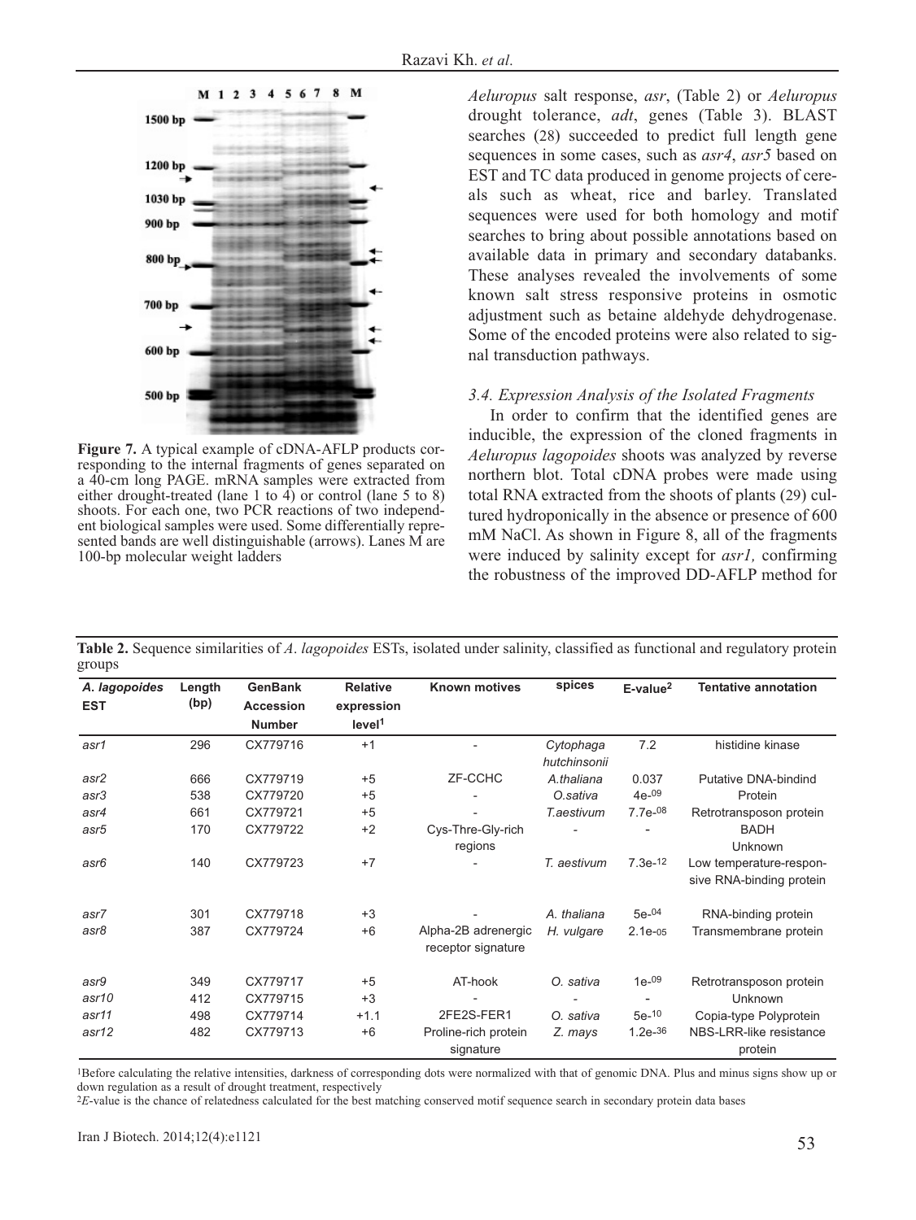Figure 7. A typical example of cDNA-AFLP products corresponding to the internal fragments of genes separated on a 40-cm long PAGE. mRNA samples were extracted from either drought-treated (lane 1 to 4) or control (lane 5 to 8) shoots. For each one, two PCR reactions of two independent biological samples were used. Some differentially represented bands are well distinguishable (arrows). Lanes M are 100-bp molecular weight ladders

*Aeluropus* salt response, *asr*, (Table 2) or *Aeluropus* drought tolerance, *adt*, genes (Table 3). BLAST searches (28) succeeded to predict full length gene sequences in some cases, such as *asr4*, *asr5* based on EST and TC data produced in genome projects of cereals such as wheat, rice and barley. Translated sequences were used for both homology and motif searches to bring about possible annotations based on available data in primary and secondary databanks. These analyses revealed the involvements of some known salt stress responsive proteins in osmotic adjustment such as betaine aldehyde dehydrogenase. Some of the encoded proteins were also related to signal transduction pathways.

### 3.4. Expression Analysis of the Isolated Fragments

In order to confirm that the identified genes are inducible, the expression of the cloned fragments in *Aeluropus lagopoides* shoots was analyzed by reverse northern blot. Total cDNA probes were made using total RNA extracted from the shoots of plants (29) cultured hydroponically in the absence or presence of 600 mM NaCl. As shown in Figure 8, all of the fragments were induced by salinity except for *asr1,* confirming the robustness of the improved DD-AFLP method for

**Table 2.** Sequence similarities of *A. lagopoides* ESTs, isolated under salinity, classified as functional and regulatory protein groups

| *A. lagopoides* EST | Length (bp) | GenBank Accession Number | Relative expression level[1] | Known motives | spices | E-value[2] | Tentative annotation |
|---|---|---|---|---|---|---|---|
| *asr1* | 296 | CX779716 | +1 | - | *Cytophaga hutchinsonii* | 7.2 | histidine kinase |
| *asr2* | 666 | CX779719 | +5 | ZF-CCHC | *A.thaliana* | 0.037 | Putative DNA-bindind |
| *asr3* | 538 | CX779720 | +5 | - | *O.sativa* | 4e-09 | Protein |
| *asr4* | 661 | CX779721 | +5 | - | *T.aestivum* | 7.7e-08 | Retrotransposon protein |
| *asr5* | 170 | CX779722 | +2 | Cys-Thre-Gly-rich regions | - | - | BADH Unknown |
| *asr6* | 140 | CX779723 | +7 | - | *T. aestivum* | 7.3e-12 | Low temperature-responsive RNA-binding protein |
| *asr7* | 301 | CX779718 | +3 | - | *A. thaliana* | 5e-04 | RNA-binding protein |
| *asr8* | 387 | CX779724 | +6 | Alpha-2B adrenergic receptor signature | *H. vulgare* | 2.1e-05 | Transmembrane protein |
| *asr9* | 349 | CX779717 | +5 | AT-hook | *O. sativa* | 1e-09 | Retrotransposon protein |
| *asr10* | 412 | CX779715 | +3 | - | - | - | Unknown |
| *asr11* | 498 | CX779714 | +1.1 | 2FE2S-FER1 | *O. sativa* | 5e-10 | Copia-type Polyprotein |
| *asr12* | 482 | CX779713 | +6 | Proline-rich protein signature | *Z. mays* | 1.2e-36 | NBS-LRR-like resistance protein |

[1]Before calculating the relative intensities, darkness of corresponding dots were normalized with that of genomic DNA. Plus and minus signs show up or down regulation as a result of drought treatment, respectively

[2]*E*-value is the chance of relatedness calculated for the best matching conserved motif sequence search in secondary protein data bases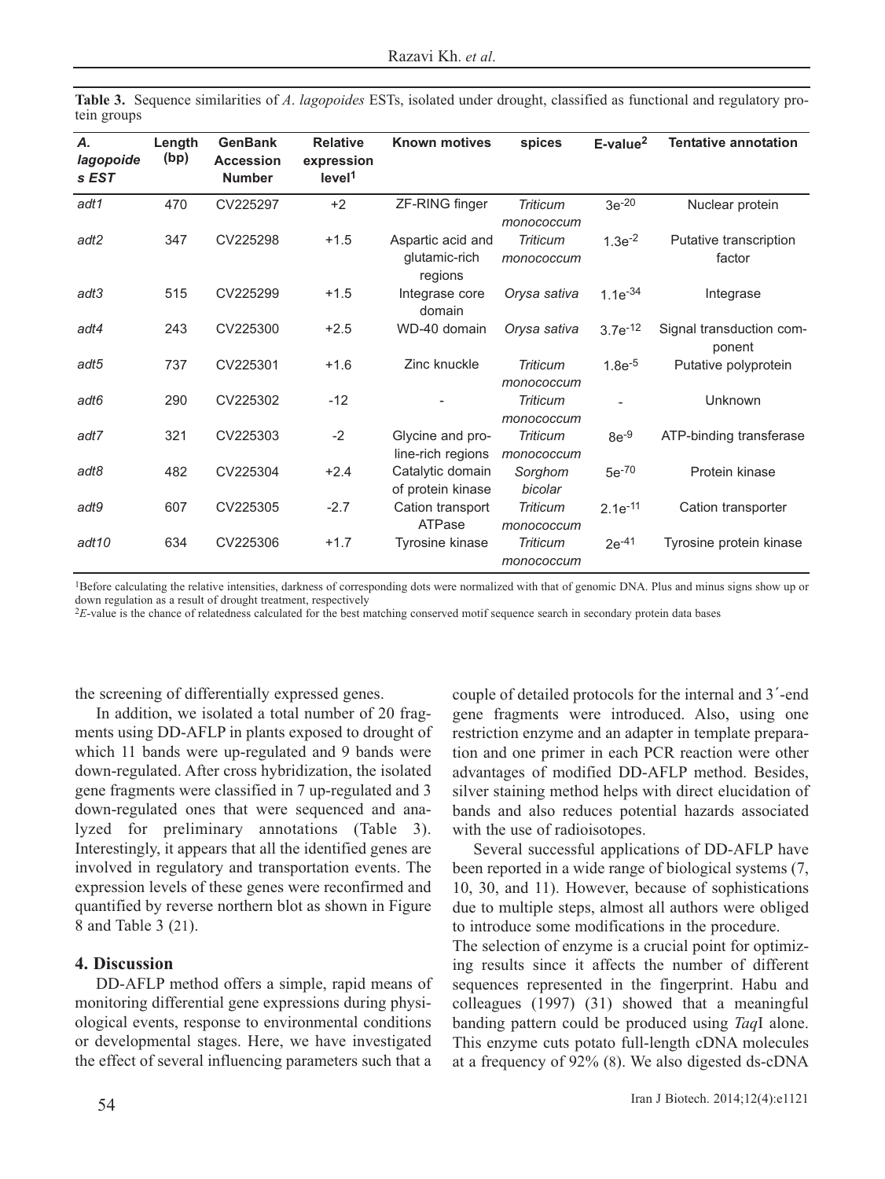**Table 3.** Sequence similarities of *A. lagopoides* ESTs, isolated under drought, classified as functional and regulatory protein groups

| *A. lagopoides EST* | Length (bp) | GenBank Accession Number | Relative expression level[1] | Known motives | spices | E-value[2] | Tentative annotation |
|---|---|---|---|---|---|---|---|
| *adt1* | 470 | CV225297 | +2 | ZF-RING finger | *Triticum monococcum* | $3e^{-20}$ | Nuclear protein |
| *adt2* | 347 | CV225298 | +1.5 | Aspartic acid and glutamic-rich regions | *Triticum monococcum* | $1.3e^{-2}$ | Putative transcription factor |
| *adt3* | 515 | CV225299 | +1.5 | Integrase core domain | *Orysa sativa* | $1.1e^{-34}$ | Integrase |
| *adt4* | 243 | CV225300 | +2.5 | WD-40 domain | *Orysa sativa* | $3.7e^{-12}$ | Signal transduction component |
| *adt5* | 737 | CV225301 | +1.6 | Zinc knuckle | *Triticum monococcum* | $1.8e^{-5}$ | Putative polyprotein |
| *adt6* | 290 | CV225302 | -12 | - | *Triticum monococcum* | - | Unknown |
| *adt7* | 321 | CV225303 | -2 | Glycine and proline-rich regions | *Triticum monococcum* | $8e^{-9}$ | ATP-binding transferase |
| *adt8* | 482 | CV225304 | +2.4 | Catalytic domain of protein kinase | *Sorghom bicolar* | $5e^{-70}$ | Protein kinase |
| *adt9* | 607 | CV225305 | -2.7 | Cation transport ATPase | *Triticum monococcum* | $2.1e^{-11}$ | Cation transporter |
| *adt10* | 634 | CV225306 | +1.7 | Tyrosine kinase | *Triticum monococcum* | $2e^{-41}$ | Tyrosine protein kinase |

[1]Before calculating the relative intensities, darkness of corresponding dots were normalized with that of genomic DNA. Plus and minus signs show up or down regulation as a result of drought treatment, respectively

[2]*E*-value is the chance of relatedness calculated for the best matching conserved motif sequence search in secondary protein data bases

the screening of differentially expressed genes.

In addition, we isolated a total number of 20 fragments using DD-AFLP in plants exposed to drought of which 11 bands were up-regulated and 9 bands were down-regulated. After cross hybridization, the isolated gene fragments were classified in 7 up-regulated and 3 down-regulated ones that were sequenced and analyzed for preliminary annotations (Table 3). Interestingly, it appears that all the identified genes are involved in regulatory and transportation events. The expression levels of these genes were reconfirmed and quantified by reverse northern blot as shown in Figure 8 and Table 3 (21).

## 4. Discussion

DD-AFLP method offers a simple, rapid means of monitoring differential gene expressions during physiological events, response to environmental conditions or developmental stages. Here, we have investigated the effect of several influencing parameters such that a couple of detailed protocols for the internal and 3´-end gene fragments were introduced. Also, using one restriction enzyme and an adapter in template preparation and one primer in each PCR reaction were other advantages of modified DD-AFLP method. Besides, silver staining method helps with direct elucidation of bands and also reduces potential hazards associated with the use of radioisotopes.

Several successful applications of DD-AFLP have been reported in a wide range of biological systems (7, 10, 30, and 11). However, because of sophistications due to multiple steps, almost all authors were obliged to introduce some modifications in the procedure.

The selection of enzyme is a crucial point for optimizing results since it affects the number of different sequences represented in the fingerprint. Habu and colleagues (1997) (31) showed that a meaningful banding pattern could be produced using *Taq*I alone. This enzyme cuts potato full-length cDNA molecules at a frequency of 92% (8). We also digested ds-cDNA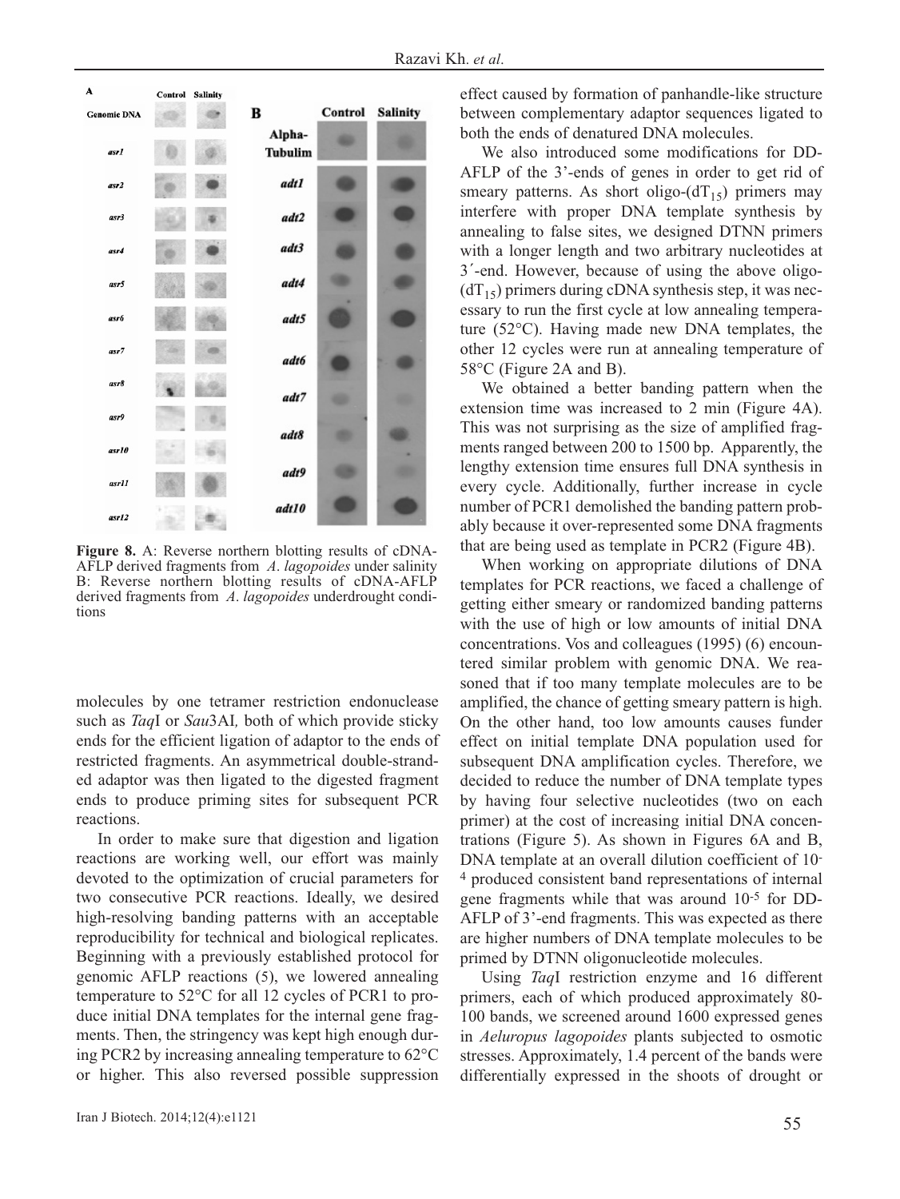**Figure 8.** A: Reverse northern blotting results of cDNA-AFLP derived fragments from *A. lagopoides* under salinity B: Reverse northern blotting results of cDNA-AFLP derived fragments from *A. lagopoides* underdrought conditions

molecules by one tetramer restriction endonuclease such as *Taq*I or *Sau*3AI*,* both of which provide sticky ends for the efficient ligation of adaptor to the ends of restricted fragments. An asymmetrical double-stranded adaptor was then ligated to the digested fragment ends to produce priming sites for subsequent PCR reactions.

In order to make sure that digestion and ligation reactions are working well, our effort was mainly devoted to the optimization of crucial parameters for two consecutive PCR reactions. Ideally, we desired high-resolving banding patterns with an acceptable reproducibility for technical and biological replicates. Beginning with a previously established protocol for genomic AFLP reactions (5), we lowered annealing temperature to 52°C for all 12 cycles of PCR1 to produce initial DNA templates for the internal gene fragments. Then, the stringency was kept high enough during PCR2 by increasing annealing temperature to 62°C or higher. This also reversed possible suppression effect caused by formation of panhandle-like structure between complementary adaptor sequences ligated to both the ends of denatured DNA molecules.

We also introduced some modifications for DD-AFLP of the 3'-ends of genes in order to get rid of smeary patterns. As short oligo-($dT_{15}$) primers may interfere with proper DNA template synthesis by annealing to false sites, we designed DTNN primers with a longer length and two arbitrary nucleotides at 3´-end. However, because of using the above oligo-($dT_{15}$) primers during cDNA synthesis step, it was necessary to run the first cycle at low annealing temperature (52°C). Having made new DNA templates, the other 12 cycles were run at annealing temperature of 58°C (Figure 2A and B).

We obtained a better banding pattern when the extension time was increased to 2 min (Figure 4A). This was not surprising as the size of amplified fragments ranged between 200 to 1500 bp. Apparently, the lengthy extension time ensures full DNA synthesis in every cycle. Additionally, further increase in cycle number of PCR1 demolished the banding pattern probably because it over-represented some DNA fragments that are being used as template in PCR2 (Figure 4B).

When working on appropriate dilutions of DNA templates for PCR reactions, we faced a challenge of getting either smeary or randomized banding patterns with the use of high or low amounts of initial DNA concentrations. Vos and colleagues (1995) (6) encountered similar problem with genomic DNA. We reasoned that if too many template molecules are to be amplified, the chance of getting smeary pattern is high. On the other hand, too low amounts causes funder effect on initial template DNA population used for subsequent DNA amplification cycles. Therefore, we decided to reduce the number of DNA template types by having four selective nucleotides (two on each primer) at the cost of increasing initial DNA concentrations (Figure 5). As shown in Figures 6A and B, DNA template at an overall dilution coefficient of $10^{-4}$ produced consistent band representations of internal gene fragments while that was around $10^{-5}$ for DD-AFLP of 3'-end fragments. This was expected as there are higher numbers of DNA template molecules to be primed by DTNN oligonucleotide molecules.

Using *Taq*I restriction enzyme and 16 different primers, each of which produced approximately 80-100 bands, we screened around 1600 expressed genes in *Aeluropus lagopoides* plants subjected to osmotic stresses. Approximately, 1.4 percent of the bands were differentially expressed in the shoots of drought or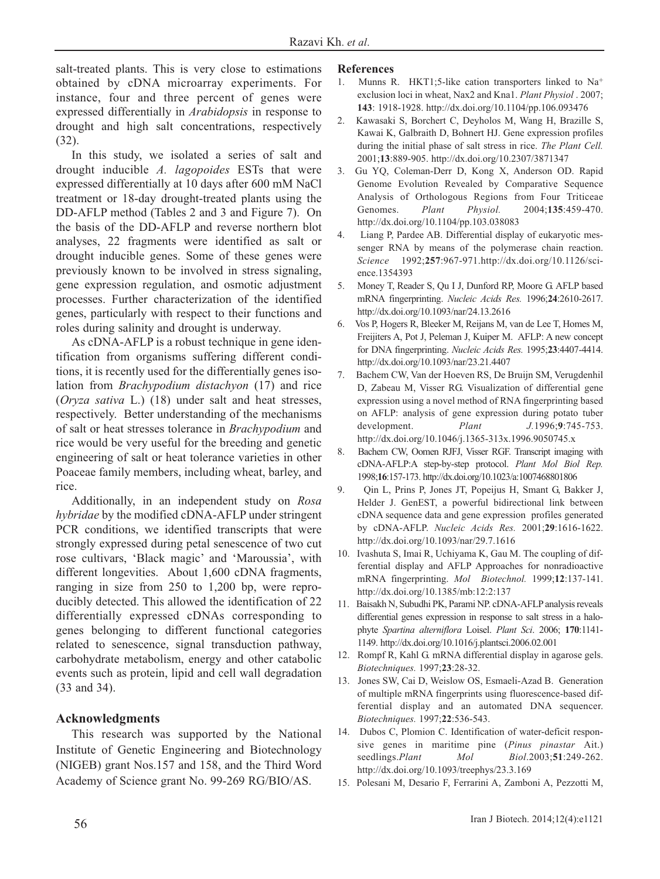salt-treated plants. This is very close to estimations obtained by cDNA microarray experiments. For instance, four and three percent of genes were expressed differentially in *Arabidopsis* in response to drought and high salt concentrations, respectively (32).

In this study, we isolated a series of salt and drought inducible *A. lagopoides* ESTs that were expressed differentially at 10 days after 600 mM NaCl treatment or 18-day drought-treated plants using the DD-AFLP method (Tables 2 and 3 and Figure 7). On the basis of the DD-AFLP and reverse northern blot analyses, 22 fragments were identified as salt or drought inducible genes. Some of these genes were previously known to be involved in stress signaling, gene expression regulation, and osmotic adjustment processes. Further characterization of the identified genes, particularly with respect to their functions and roles during salinity and drought is underway.

As cDNA-AFLP is a robust technique in gene identification from organisms suffering different conditions, it is recently used for the differentially genes isolation from *Brachypodium distachyon* (17) and rice (*Oryza sativa* L.) (18) under salt and heat stresses, respectively. Better understanding of the mechanisms of salt or heat stresses tolerance in *Brachypodium* and rice would be very useful for the breeding and genetic engineering of salt or heat tolerance varieties in other Poaceae family members, including wheat, barley, and rice.

Additionally, in an independent study on *Rosa hybridae* by the modified cDNA-AFLP under stringent PCR conditions, we identified transcripts that were strongly expressed during petal senescence of two cut rose cultivars, 'Black magic' and 'Maroussia', with different longevities. About 1,600 cDNA fragments, ranging in size from 250 to 1,200 bp, were reproducibly detected. This allowed the identification of 22 differentially expressed cDNAs corresponding to genes belonging to different functional categories related to senescence, signal transduction pathway, carbohydrate metabolism, energy and other catabolic events such as protein, lipid and cell wall degradation (33 and 34).

## Acknowledgments

This research was supported by the National Institute of Genetic Engineering and Biotechnology (NIGEB) grant Nos.157 and 158, and the Third Word Academy of Science grant No. 99-269 RG/BIO/AS.

## References

1. Munns R. HKT1;5-like cation transporters linked to $Na^+$ exclusion loci in wheat, Nax2 and Kna1. *Plant Physiol* . 2007; **143**: 1918-1928. http://dx.doi.org/10.1104/pp.106.093476
2. Kawasaki S, Borchert C, Deyholos M, Wang H, Brazille S, Kawai K, Galbraith D, Bohnert HJ. Gene expression profiles during the initial phase of salt stress in rice. *The Plant Cell.* 2001;**13**:889-905. http://dx.doi.org/10.2307/3871347
3. Gu YQ, Coleman-Derr D, Kong X, Anderson OD. Rapid Genome Evolution Revealed by Comparative Sequence Analysis of Orthologous Regions from Four Triticeae Genomes. *Plant Physiol.* 2004;**135**:459-470. http://dx.doi.org/10.1104/pp.103.038083
4. Liang P, Pardee AB. Differential display of eukaryotic messenger RNA by means of the polymerase chain reaction. *Science* 1992;**257**:967-971.http://dx.doi.org/10.1126/science.1354393
5. Money T, Reader S, Qu I J, Dunford RP, Moore G. AFLP based mRNA fingerprinting. *Nucleic Acids Res.* 1996;**24**:2610-2617. http://dx.doi.org/10.1093/nar/24.13.2616
6. Vos P, Hogers R, Bleeker M, Reijans M, van de Lee T, Homes M, Freijiters A, Pot J, Peleman J, Kuiper M. AFLP: A new concept for DNA fingerprinting. *Nucleic Acids Res.* 1995;**23**:4407-4414. http://dx.doi.org/10.1093/nar/23.21.4407
7. Bachem CW, Van der Hoeven RS, De Bruijn SM, Verugdenhil D, Zabeau M, Visser RG. Visualization of differential gene expression using a novel method of RNA fingerprinting based on AFLP: analysis of gene expression during potato tuber development. *Plant J.*1996;**9**:745-753. http://dx.doi.org/10.1046/j.1365-313x.1996.9050745.x
8. Bachem CW, Oomen RJFJ, Visser RGF. Transcript imaging with cDNA-AFLP:A step-by-step protocol. *Plant Mol Biol Rep.* 1998;**16**:157-173. http://dx.doi.org/10.1023/a:1007468801806
9. Qin L, Prins P, Jones JT, Popeijus H, Smant G, Bakker J, Helder J. GenEST, a powerful bidirectional link between cDNA sequence data and gene expression profiles generated by cDNA-AFLP. *Nucleic Acids Res.* 2001;**29**:1616-1622. http://dx.doi.org/10.1093/nar/29.7.1616
10. Ivashuta S, Imai R, Uchiyama K, Gau M. The coupling of differential display and AFLP Approaches for nonradioactive mRNA fingerprinting. *Mol Biotechnol.* 1999;**12**:137-141. http://dx.doi.org/10.1385/mb:12:2:137
11. Baisakh N, Subudhi PK, Parami NP. cDNA-AFLP analysis reveals differential genes expression in response to salt stress in a halophyte *Spartina alterniflora* Loisel. *Plant Sci*. 2006; **170**:1141-1149. http://dx.doi.org/10.1016/j.plantsci.2006.02.001
12. Rompf R, Kahl G. mRNA differential display in agarose gels. *Biotechniques.* 1997;**23**:28-32.
13. Jones SW, Cai D, Weislow OS, Esmaeli-Azad B. Generation of multiple mRNA fingerprints using fluorescence-based differential display and an automated DNA sequencer. *Biotechniques.* 1997;**22**:536-543.
14. Dubos C, Plomion C. Identification of water-deficit responsive genes in maritime pine (*Pinus pinastar* Ait.) seedlings.*Plant Mol Biol*.2003;**51**:249-262. http://dx.doi.org/10.1093/treephys/23.3.169
15. Polesani M, Desario F, Ferrarini A, Zamboni A, Pezzotti M,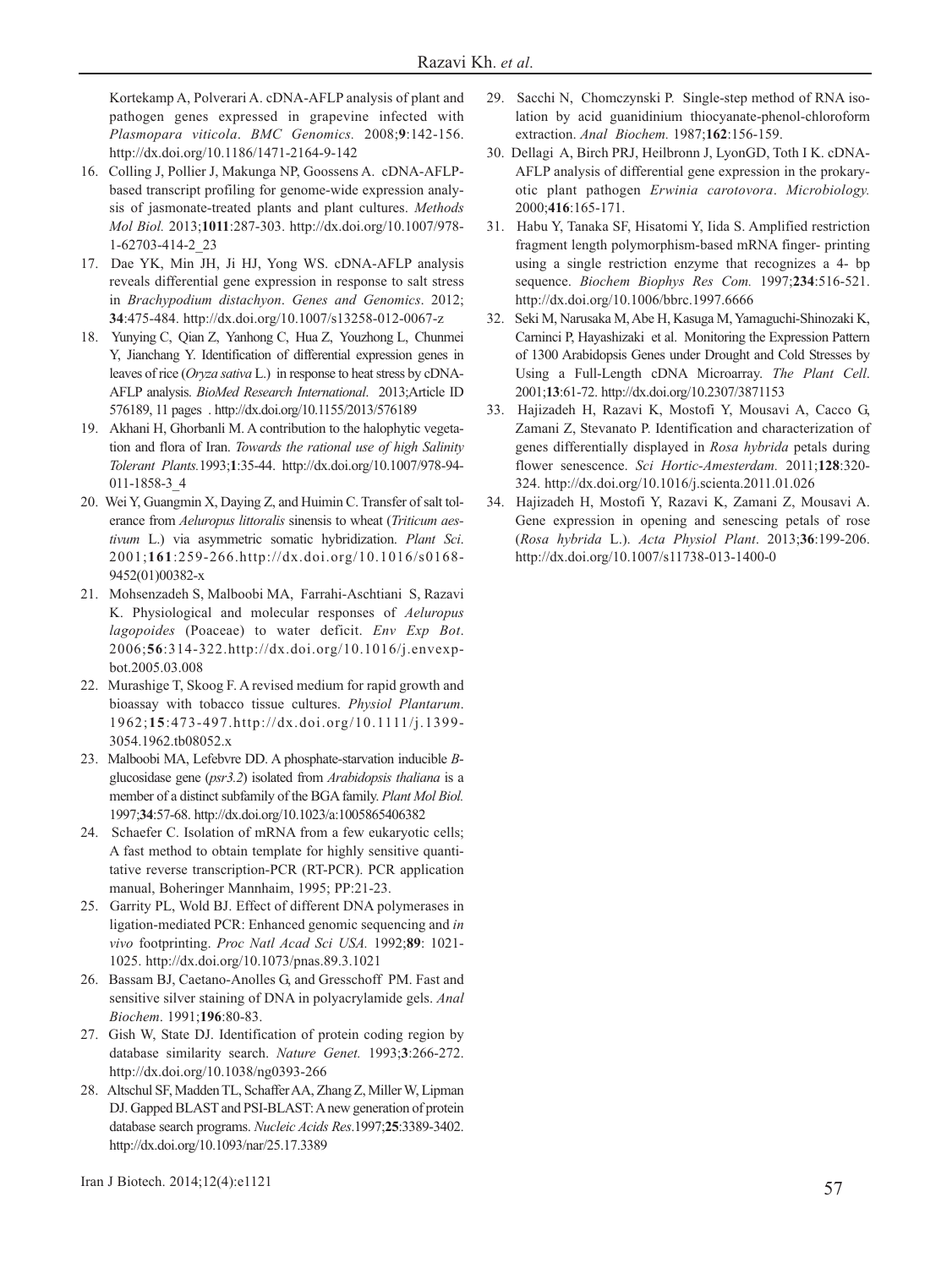Kortekamp A, Polverari A. cDNA-AFLP analysis of plant and pathogen genes expressed in grapevine infected with *Plasmopara viticola*. *BMC Genomics.* 2008;**9**:142-156. http://dx.doi.org/10.1186/1471-2164-9-142

16. Colling J, Pollier J, Makunga NP, Goossens A. cDNA-AFLP-based transcript profiling for genome-wide expression analysis of jasmonate-treated plants and plant cultures. *Methods Mol Biol.* 2013;**1011**:287-303. http://dx.doi.org/10.1007/978-1-62703-414-2_23
17. Dae YK, Min JH, Ji HJ, Yong WS. cDNA-AFLP analysis reveals differential gene expression in response to salt stress in *Brachypodium distachyon*. *Genes and Genomics*. 2012; **34**:475-484. http://dx.doi.org/10.1007/s13258-012-0067-z
18. Yunying C, Qian Z, Yanhong C, Hua Z, Youzhong L, Chunmei Y, Jianchang Y. Identification of differential expression genes in leaves of rice (*Oryza sativa* L.) in response to heat stress by cDNA-AFLP analysis. *BioMed Research International.* 2013;Article ID 576189, 11 pages . http://dx.doi.org/10.1155/2013/576189
19. Akhani H, Ghorbanli M. A contribution to the halophytic vegetation and flora of Iran. *Towards the rational use of high Salinity Tolerant Plants.*1993;**1**:35-44. http://dx.doi.org/10.1007/978-94-011-1858-3_4
20. Wei Y, Guangmin X, Daying Z, and Huimin C. Transfer of salt tolerance from *Aeluropus littoralis* sinensis to wheat (*Triticum aestivum* L.) via asymmetric somatic hybridization. *Plant Sci*. 2001;**161**:259-266.http://dx.doi.org/10.1016/s0168-9452(01)00382-x
21. Mohsenzadeh S, Malboobi MA, Farrahi-Aschtiani S, Razavi K. Physiological and molecular responses of *Aeluropus lagopoides* (Poaceae) to water deficit. *Env Exp Bot*. 2006;**56**:314-322.http://dx.doi.org/10.1016/j.envexpbot.2005.03.008
22. Murashige T, Skoog F. A revised medium for rapid growth and bioassay with tobacco tissue cultures. *Physiol Plantarum*. 1962;**15**:473-497.http://dx.doi.org/10.1111/j.1399-3054.1962.tb08052.x
23. Malboobi MA, Lefebvre DD. A phosphate-starvation inducible *B*-glucosidase gene (*psr3.2*) isolated from *Arabidopsis thaliana* is a member of a distinct subfamily of the BGA family. *Plant Mol Biol.* 1997;**34**:57-68. http://dx.doi.org/10.1023/a:1005865406382
24. Schaefer C. Isolation of mRNA from a few eukaryotic cells; A fast method to obtain template for highly sensitive quantitative reverse transcription-PCR (RT-PCR). PCR application manual, Boheringer Mannhaim, 1995; PP:21-23.
25. Garrity PL, Wold BJ. Effect of different DNA polymerases in ligation-mediated PCR: Enhanced genomic sequencing and *in vivo* footprinting. *Proc Natl Acad Sci USA.* 1992;**89**: 1021-1025. http://dx.doi.org/10.1073/pnas.89.3.1021
26. Bassam BJ, Caetano-Anolles G, and Gresschoff PM. Fast and sensitive silver staining of DNA in polyacrylamide gels. *Anal Biochem*. 1991;**196**:80-83.
27. Gish W, State DJ. Identification of protein coding region by database similarity search. *Nature Genet.* 1993;**3**:266-272. http://dx.doi.org/10.1038/ng0393-266
28. Altschul SF, Madden TL, Schaffer AA, Zhang Z, Miller W, Lipman DJ. Gapped BLAST and PSI-BLAST: A new generation of protein database search programs. *Nucleic Acids Res*.1997;**25**:3389-3402. http://dx.doi.org/10.1093/nar/25.17.3389
29. Sacchi N, Chomczynski P. Single-step method of RNA isolation by acid guanidinium thiocyanate-phenol-chloroform extraction. *Anal Biochem.* 1987;**162**:156-159.
30. Dellagi A, Birch PRJ, Heilbronn J, LyonGD, Toth I K. cDNA-AFLP analysis of differential gene expression in the prokaryotic plant pathogen *Erwinia carotovora*. *Microbiology.* 2000;**416**:165-171.
31. Habu Y, Tanaka SF, Hisatomi Y, Iida S. Amplified restriction fragment length polymorphism-based mRNA finger- printing using a single restriction enzyme that recognizes a 4- bp sequence. *Biochem Biophys Res Com.* 1997;**234**:516-521. http://dx.doi.org/10.1006/bbrc.1997.6666
32. Seki M, Narusaka M, Abe H, Kasuga M, Yamaguchi-Shinozaki K, Carninci P, Hayashizaki et al. Monitoring the Expression Pattern of 1300 Arabidopsis Genes under Drought and Cold Stresses by Using a Full-Length cDNA Microarray. *The Plant Cell*. 2001;**13**:61-72. http://dx.doi.org/10.2307/3871153
33. Hajizadeh H, Razavi K, Mostofi Y, Mousavi A, Cacco G, Zamani Z, Stevanato P. Identification and characterization of genes differentially displayed in *Rosa hybrida* petals during flower senescence. *Sci Hortic-Amesterdam.* 2011;**128**:320-324. http://dx.doi.org/10.1016/j.scienta.2011.01.026
34. Hajizadeh H, Mostofi Y, Razavi K, Zamani Z, Mousavi A. Gene expression in opening and senescing petals of rose (*Rosa hybrida* L.). *Acta Physiol Plant*. 2013;**36**:199-206. http://dx.doi.org/10.1007/s11738-013-1400-0